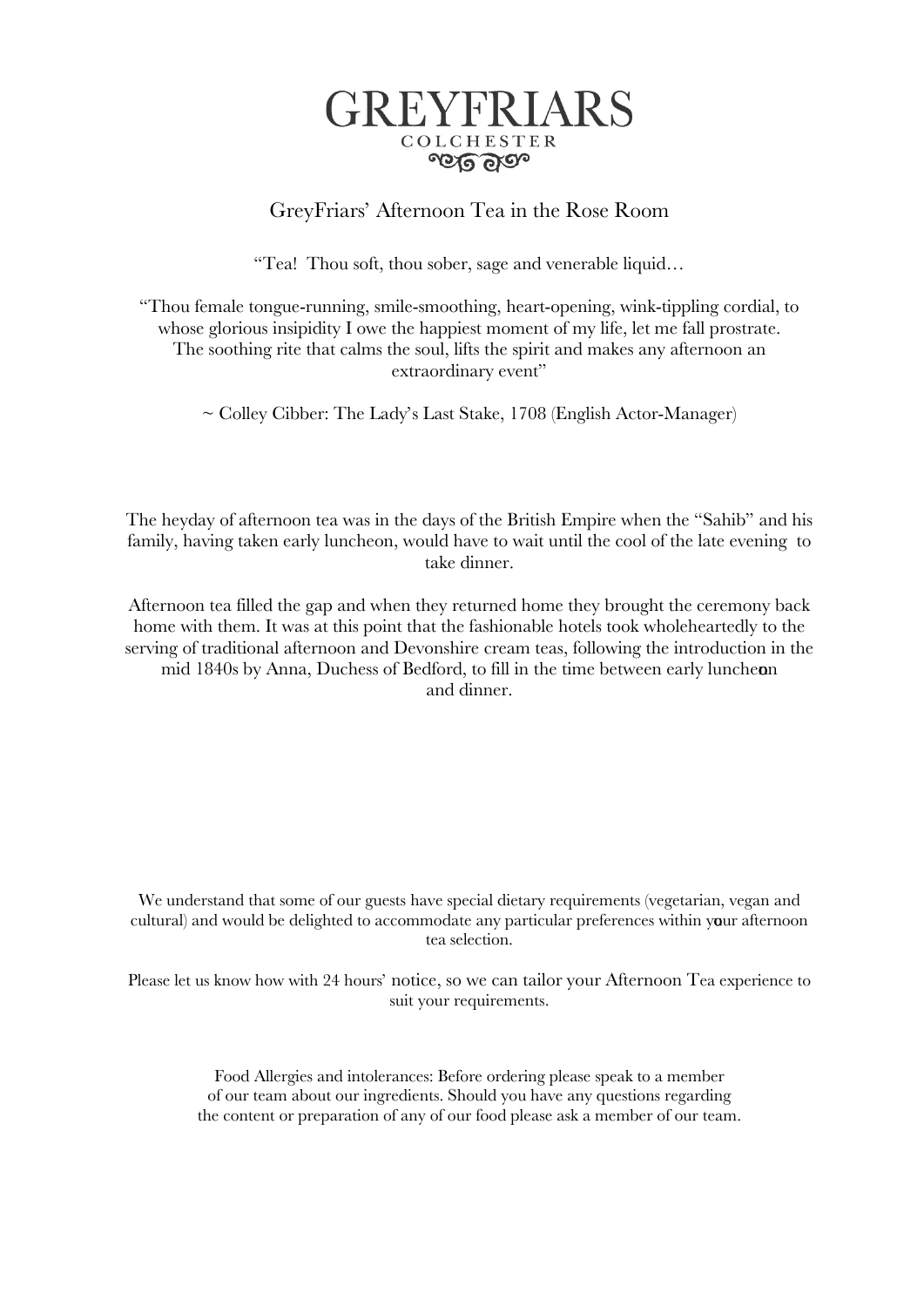# GREYFRIARS

COLCHESTER

## GreyFriars' Afternoon Tea in the Rose Room

"Tea! Thou soft, thou sober, sage and venerable liquid…

"Thou female tongue-running, smile-smoothing, heart-opening, wink-tippling cordial, to whose glorious insipidity I owe the happiest moment of my life, let me fall prostrate. The soothing rite that calms the soul, lifts the spirit and makes any afternoon an extraordinary event"

~ Colley Cibber: The Lady's Last Stake, 1708 (English Actor-Manager)

The heyday of afternoon tea was in the days of the British Empire when the "Sahib" and his family, having taken early luncheon, would have to wait until the cool of the late evening to take dinner.

Afternoon tea filled the gap and when they returned home they brought the ceremony back home with them. It was at this point that the fashionable hotels took wholeheartedly to the serving of traditional afternoon and Devonshire cream teas, following the introduction in the mid 1840s by Anna, Duchess of Bedford, to fill in the time between early luncheon and dinner.

We understand that some of our guests have special dietary requirements (vegetarian, vegan and cultural) and would be delighted to accommodate any particular preferences within your afternoon tea selection.

Please let us know how with 24 hours' notice, so we can tailor your Afternoon Tea experience to suit your requirements.

Food Allergies and intolerances: Before ordering please speak to a member of our team about our ingredients. Should you have any questions regarding the content or preparation of any of our food please ask a member of our team.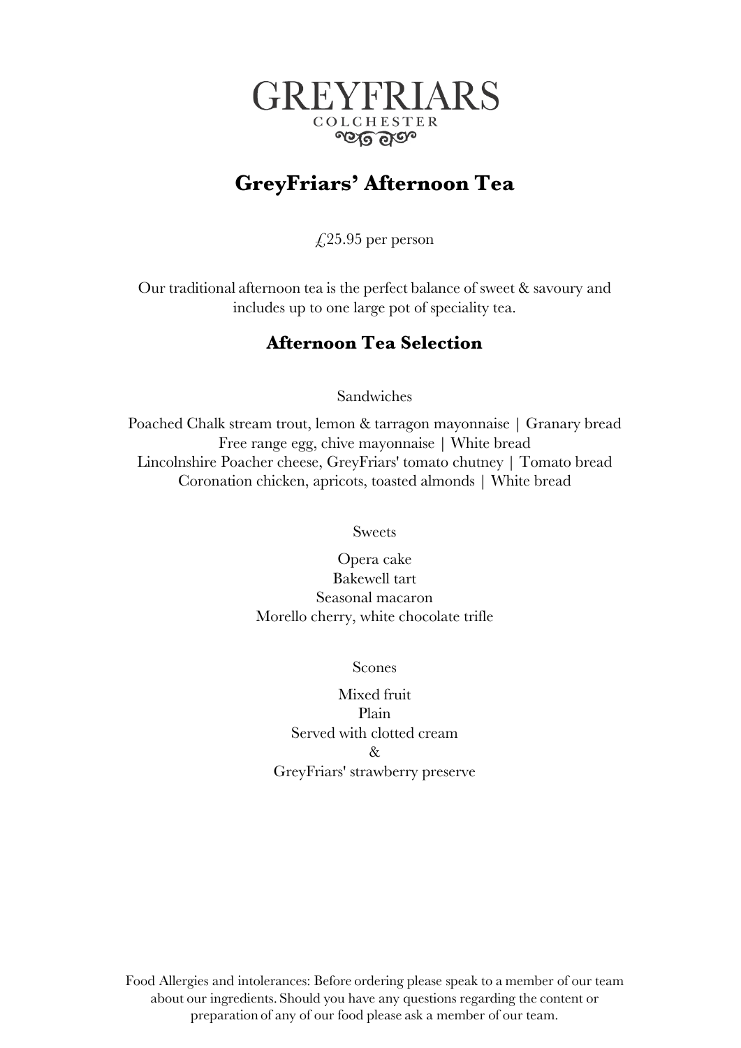# GREYFRIARS

COLCHESTER

## GreyFriars' Afternoon Tea

£25.95 per person

Our traditional afternoon tea is the perfect balance of sweet & savoury and includes up to one large pot of speciality tea.

### Afternoon Tea Selection

Sandwiches

Poached Chalk stream trout, lemon & tarragon mayonnaise | Granary bread
Free range egg, chive mayonnaise | White bread
Lincolnshire Poacher cheese, GreyFriars' tomato chutney | Tomato bread
Coronation chicken, apricots, toasted almonds | White bread

Sweets

Opera cake
Bakewell tart
Seasonal macaron
Morello cherry, white chocolate trifle

Scones

Mixed fruit
Plain
Served with clotted cream
&
GreyFriars' strawberry preserve

Food Allergies and intolerances: Before ordering please speak to a member of our team about our ingredients. Should you have any questions regarding the content or preparation of any of our food please ask a member of our team.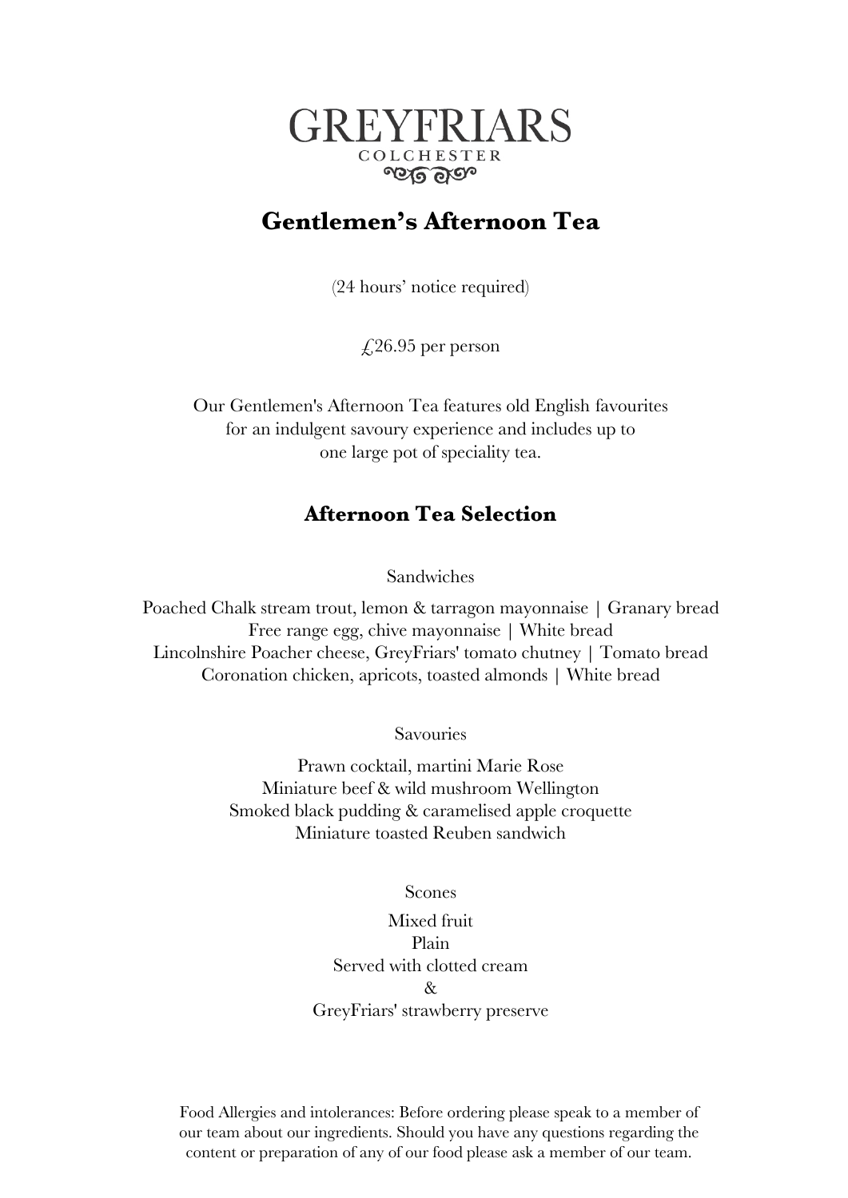# GREYFRIARS

COLCHESTER

## Gentlemen's Afternoon Tea

(24 hours' notice required)

£26.95 per person

Our Gentlemen's Afternoon Tea features old English favourites for an indulgent savoury experience and includes up to one large pot of speciality tea.

### Afternoon Tea Selection

Sandwiches

Poached Chalk stream trout, lemon & tarragon mayonnaise | Granary bread
Free range egg, chive mayonnaise | White bread
Lincolnshire Poacher cheese, GreyFriars' tomato chutney | Tomato bread
Coronation chicken, apricots, toasted almonds | White bread

Savouries

Prawn cocktail, martini Marie Rose
Miniature beef & wild mushroom Wellington
Smoked black pudding & caramelised apple croquette
Miniature toasted Reuben sandwich

Scones

Mixed fruit
Plain
Served with clotted cream
&
GreyFriars' strawberry preserve

Food Allergies and intolerances: Before ordering please speak to a member of our team about our ingredients. Should you have any questions regarding the content or preparation of any of our food please ask a member of our team.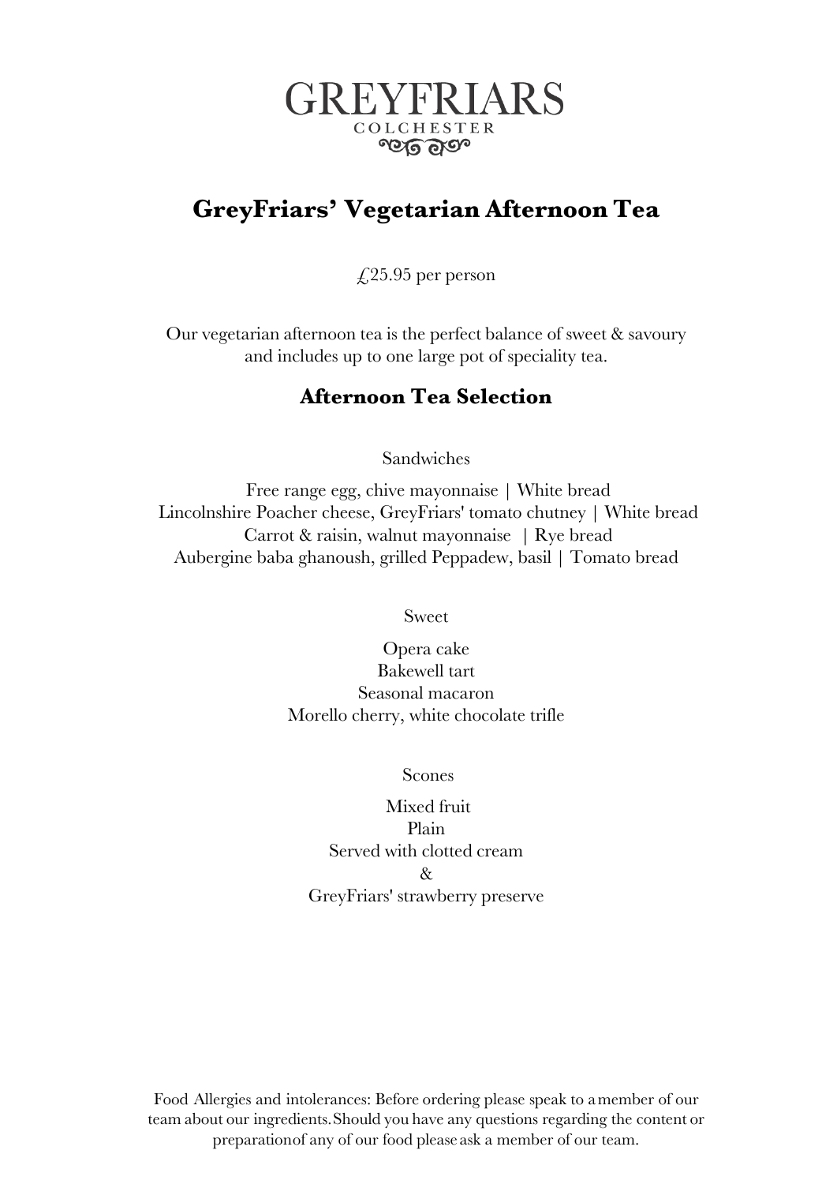# GREYFRIARS

COLCHESTER

## GreyFriars' Vegetarian Afternoon Tea

£25.95 per person

Our vegetarian afternoon tea is the perfect balance of sweet & savoury and includes up to one large pot of speciality tea.

### Afternoon Tea Selection

Sandwiches

Free range egg, chive mayonnaise | White bread
Lincolnshire Poacher cheese, GreyFriars' tomato chutney | White bread
Carrot & raisin, walnut mayonnaise | Rye bread
Aubergine baba ghanoush, grilled Peppadew, basil | Tomato bread

Sweet

Opera cake
Bakewell tart
Seasonal macaron
Morello cherry, white chocolate trifle

Scones

Mixed fruit
Plain
Served with clotted cream
&
GreyFriars' strawberry preserve

Food Allergies and intolerances: Before ordering please speak to a member of our team about our ingredients. Should you have any questions regarding the content or preparation of any of our food please ask a member of our team.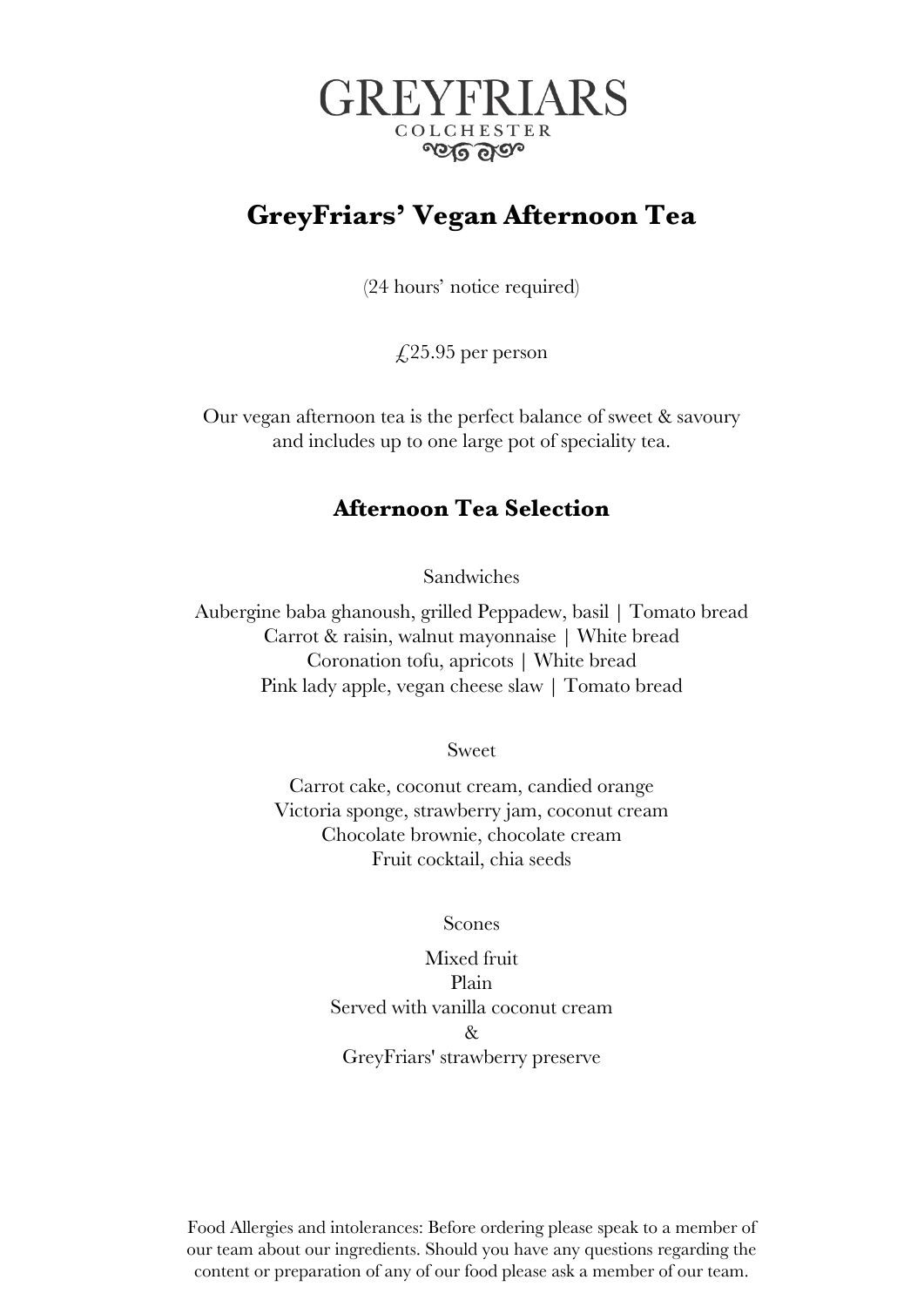GREYFRIARS
COLCHESTER

# GreyFriars' Vegan Afternoon Tea

(24 hours' notice required)

£25.95 per person

Our vegan afternoon tea is the perfect balance of sweet & savoury and includes up to one large pot of speciality tea.

## Afternoon Tea Selection

Sandwiches

Aubergine baba ghanoush, grilled Peppadew, basil | Tomato bread
Carrot & raisin, walnut mayonnaise | White bread
Coronation tofu, apricots | White bread
Pink lady apple, vegan cheese slaw | Tomato bread

Sweet

Carrot cake, coconut cream, candied orange
Victoria sponge, strawberry jam, coconut cream
Chocolate brownie, chocolate cream
Fruit cocktail, chia seeds

Scones

Mixed fruit
Plain
Served with vanilla coconut cream
&
GreyFriars' strawberry preserve

Food Allergies and intolerances: Before ordering please speak to a member of our team about our ingredients. Should you have any questions regarding the content or preparation of any of our food please ask a member of our team.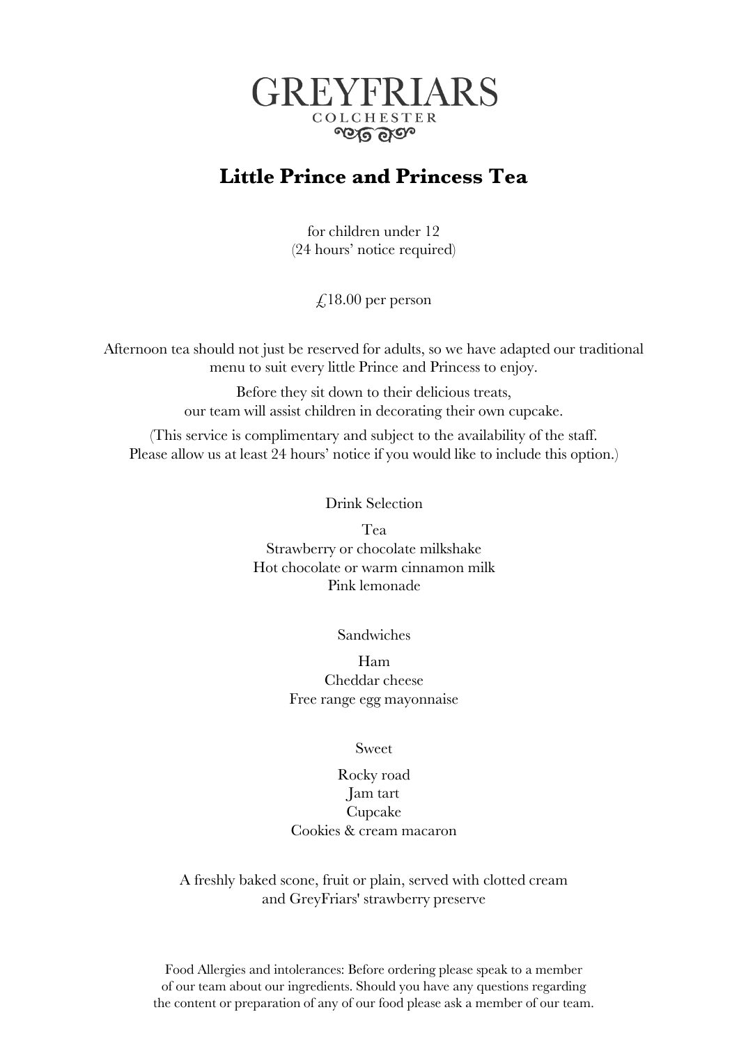GREYFRIARS

COLCHESTER

# Little Prince and Princess Tea

for children under 12
(24 hours' notice required)

£18.00 per person

Afternoon tea should not just be reserved for adults, so we have adapted our traditional menu to suit every little Prince and Princess to enjoy.

Before they sit down to their delicious treats,
our team will assist children in decorating their own cupcake.

(This service is complimentary and subject to the availability of the staff.
Please allow us at least 24 hours' notice if you would like to include this option.)

Drink Selection

Tea
Strawberry or chocolate milkshake
Hot chocolate or warm cinnamon milk
Pink lemonade

Sandwiches

Ham
Cheddar cheese
Free range egg mayonnaise

Sweet

Rocky road
Jam tart
Cupcake
Cookies & cream macaron

A freshly baked scone, fruit or plain, served with clotted cream
and GreyFriars' strawberry preserve

Food Allergies and intolerances: Before ordering please speak to a member of our team about our ingredients. Should you have any questions regarding the content or preparation of any of our food please ask a member of our team.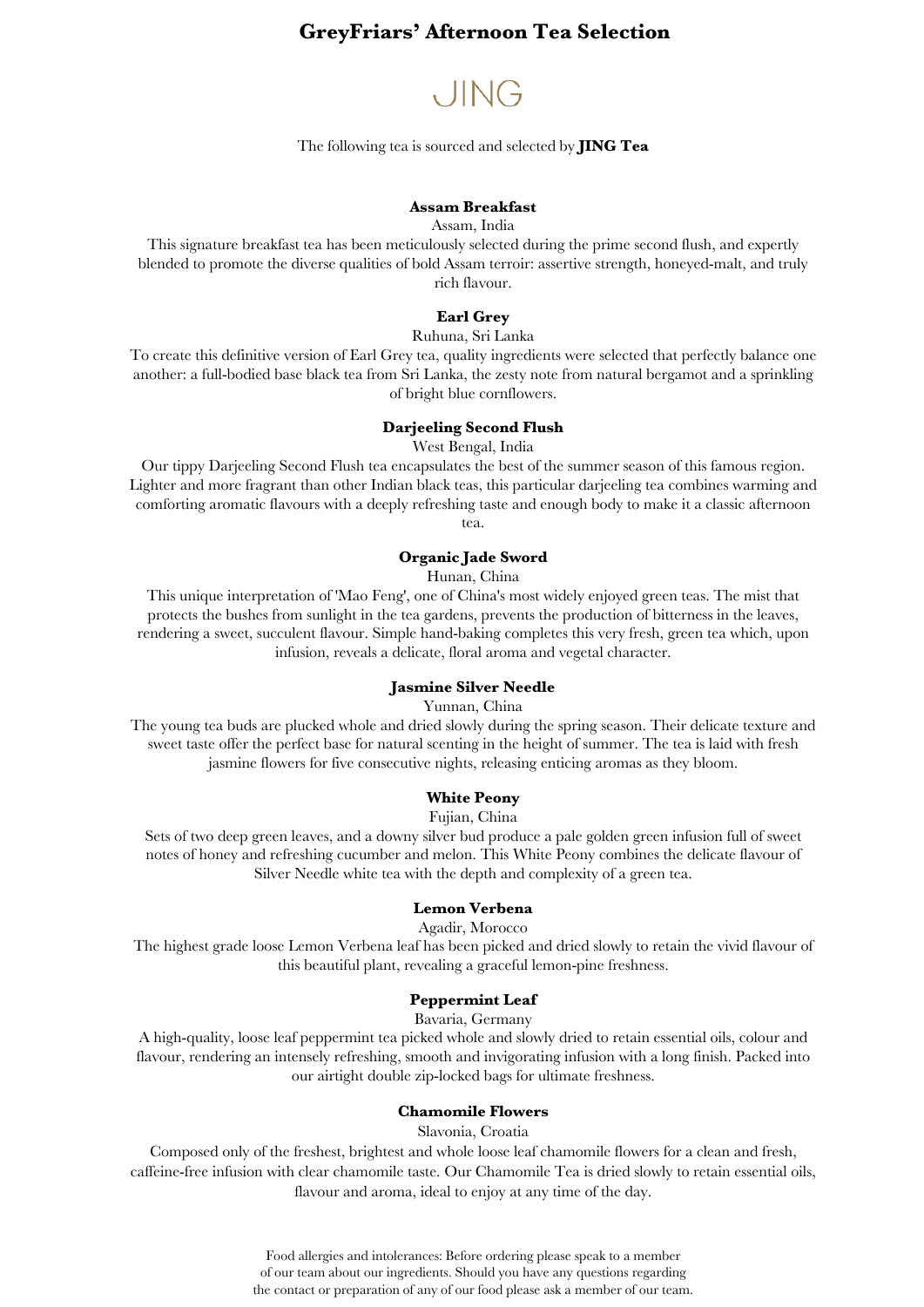# GreyFriars' Afternoon Tea Selection

JING

The following tea is sourced and selected by **JING Tea**

**Assam Breakfast**

Assam, India

This signature breakfast tea has been meticulously selected during the prime second flush, and expertly blended to promote the diverse qualities of bold Assam terroir: assertive strength, honeyed-malt, and truly rich flavour.

**Earl Grey**

Ruhuna, Sri Lanka

To create this definitive version of Earl Grey tea, quality ingredients were selected that perfectly balance one another: a full-bodied base black tea from Sri Lanka, the zesty note from natural bergamot and a sprinkling of bright blue cornflowers.

**Darjeeling Second Flush**

West Bengal, India

Our tippy Darjeeling Second Flush tea encapsulates the best of the summer season of this famous region. Lighter and more fragrant than other Indian black teas, this particular darjeeling tea combines warming and comforting aromatic flavours with a deeply refreshing taste and enough body to make it a classic afternoon tea.

**Organic Jade Sword**

Hunan, China

This unique interpretation of 'Mao Feng', one of China's most widely enjoyed green teas. The mist that protects the bushes from sunlight in the tea gardens, prevents the production of bitterness in the leaves, rendering a sweet, succulent flavour. Simple hand-baking completes this very fresh, green tea which, upon infusion, reveals a delicate, floral aroma and vegetal character.

**Jasmine Silver Needle**

Yunnan, China

The young tea buds are plucked whole and dried slowly during the spring season. Their delicate texture and sweet taste offer the perfect base for natural scenting in the height of summer. The tea is laid with fresh jasmine flowers for five consecutive nights, releasing enticing aromas as they bloom.

**White Peony**

Fujian, China

Sets of two deep green leaves, and a downy silver bud produce a pale golden green infusion full of sweet notes of honey and refreshing cucumber and melon. This White Peony combines the delicate flavour of Silver Needle white tea with the depth and complexity of a green tea.

**Lemon Verbena**

Agadir, Morocco

The highest grade loose Lemon Verbena leaf has been picked and dried slowly to retain the vivid flavour of this beautiful plant, revealing a graceful lemon-pine freshness.

**Peppermint Leaf**

Bavaria, Germany

A high-quality, loose leaf peppermint tea picked whole and slowly dried to retain essential oils, colour and flavour, rendering an intensely refreshing, smooth and invigorating infusion with a long finish. Packed into our airtight double zip-locked bags for ultimate freshness.

**Chamomile Flowers**

Slavonia, Croatia

Composed only of the freshest, brightest and whole loose leaf chamomile flowers for a clean and fresh, caffeine-free infusion with clear chamomile taste. Our Chamomile Tea is dried slowly to retain essential oils, flavour and aroma, ideal to enjoy at any time of the day.

Food allergies and intolerances: Before ordering please speak to a member of our team about our ingredients. Should you have any questions regarding the contact or preparation of any of our food please ask a member of our team.